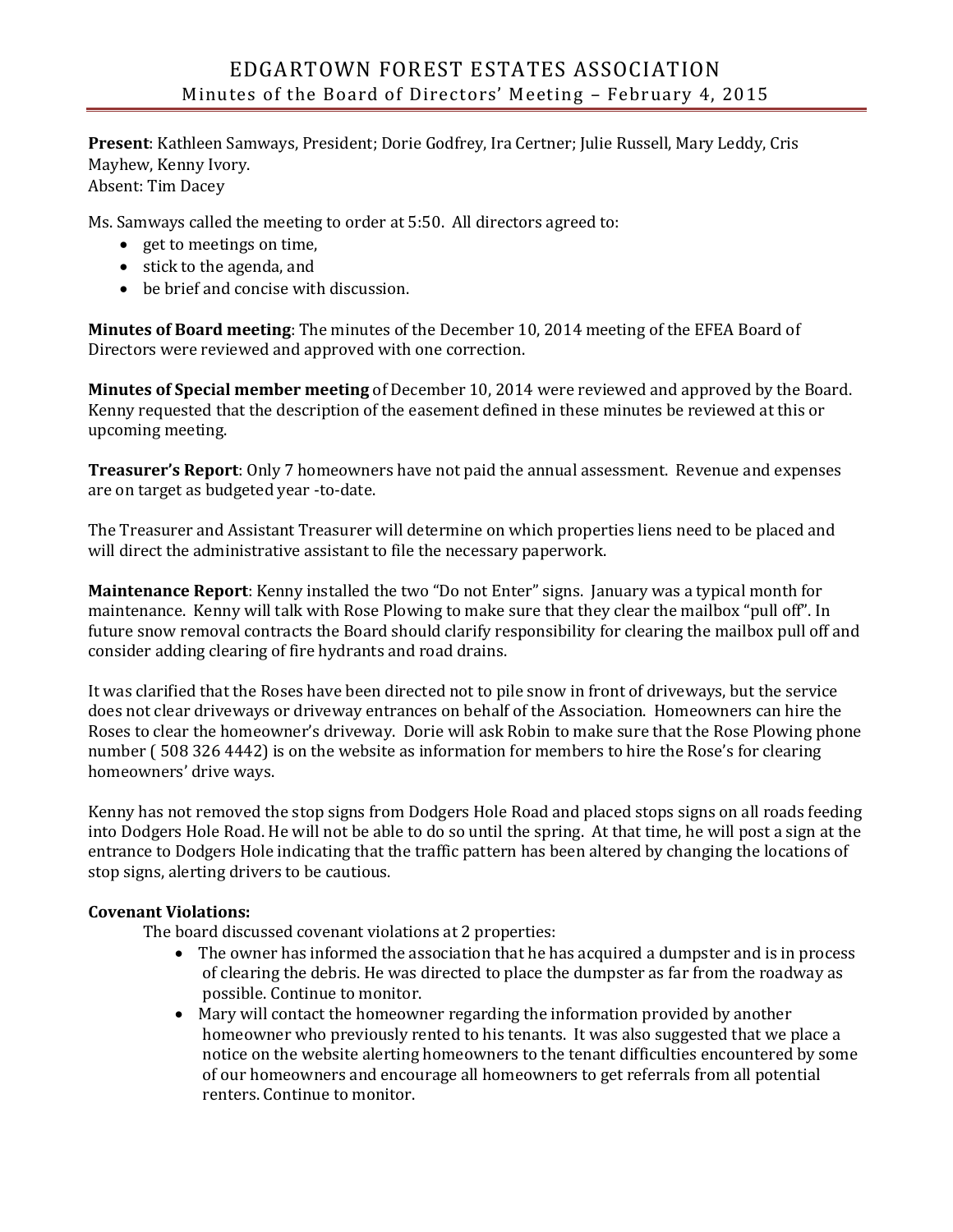# EDGARTOWN FOREST ESTATES ASSOCIATION

## Minutes of the Board of Directors' Meeting – February 4, 2015

**Present**: Kathleen Samways, President; Dorie Godfrey, Ira Certner; Julie Russell, Mary Leddy, Cris Mayhew, Kenny Ivory.
Absent: Tim Dacey

Ms. Samways called the meeting to order at 5:50. All directors agreed to:

- get to meetings on time,
- stick to the agenda, and
- be brief and concise with discussion.

**Minutes of Board meeting**: The minutes of the December 10, 2014 meeting of the EFEA Board of Directors were reviewed and approved with one correction.

**Minutes of Special member meeting** of December 10, 2014 were reviewed and approved by the Board. Kenny requested that the description of the easement defined in these minutes be reviewed at this or upcoming meeting.

**Treasurer's Report**: Only 7 homeowners have not paid the annual assessment. Revenue and expenses are on target as budgeted year -to-date.

The Treasurer and Assistant Treasurer will determine on which properties liens need to be placed and will direct the administrative assistant to file the necessary paperwork.

**Maintenance Report**: Kenny installed the two "Do not Enter" signs. January was a typical month for maintenance. Kenny will talk with Rose Plowing to make sure that they clear the mailbox "pull off". In future snow removal contracts the Board should clarify responsibility for clearing the mailbox pull off and consider adding clearing of fire hydrants and road drains.

It was clarified that the Roses have been directed not to pile snow in front of driveways, but the service does not clear driveways or driveway entrances on behalf of the Association. Homeowners can hire the Roses to clear the homeowner's driveway. Dorie will ask Robin to make sure that the Rose Plowing phone number ( 508 326 4442) is on the website as information for members to hire the Rose's for clearing homeowners' drive ways.

Kenny has not removed the stop signs from Dodgers Hole Road and placed stops signs on all roads feeding into Dodgers Hole Road. He will not be able to do so until the spring. At that time, he will post a sign at the entrance to Dodgers Hole indicating that the traffic pattern has been altered by changing the locations of stop signs, alerting drivers to be cautious.

**Covenant Violations:**

The board discussed covenant violations at 2 properties:

- The owner has informed the association that he has acquired a dumpster and is in process of clearing the debris. He was directed to place the dumpster as far from the roadway as possible. Continue to monitor.
- Mary will contact the homeowner regarding the information provided by another homeowner who previously rented to his tenants. It was also suggested that we place a notice on the website alerting homeowners to the tenant difficulties encountered by some of our homeowners and encourage all homeowners to get referrals from all potential renters. Continue to monitor.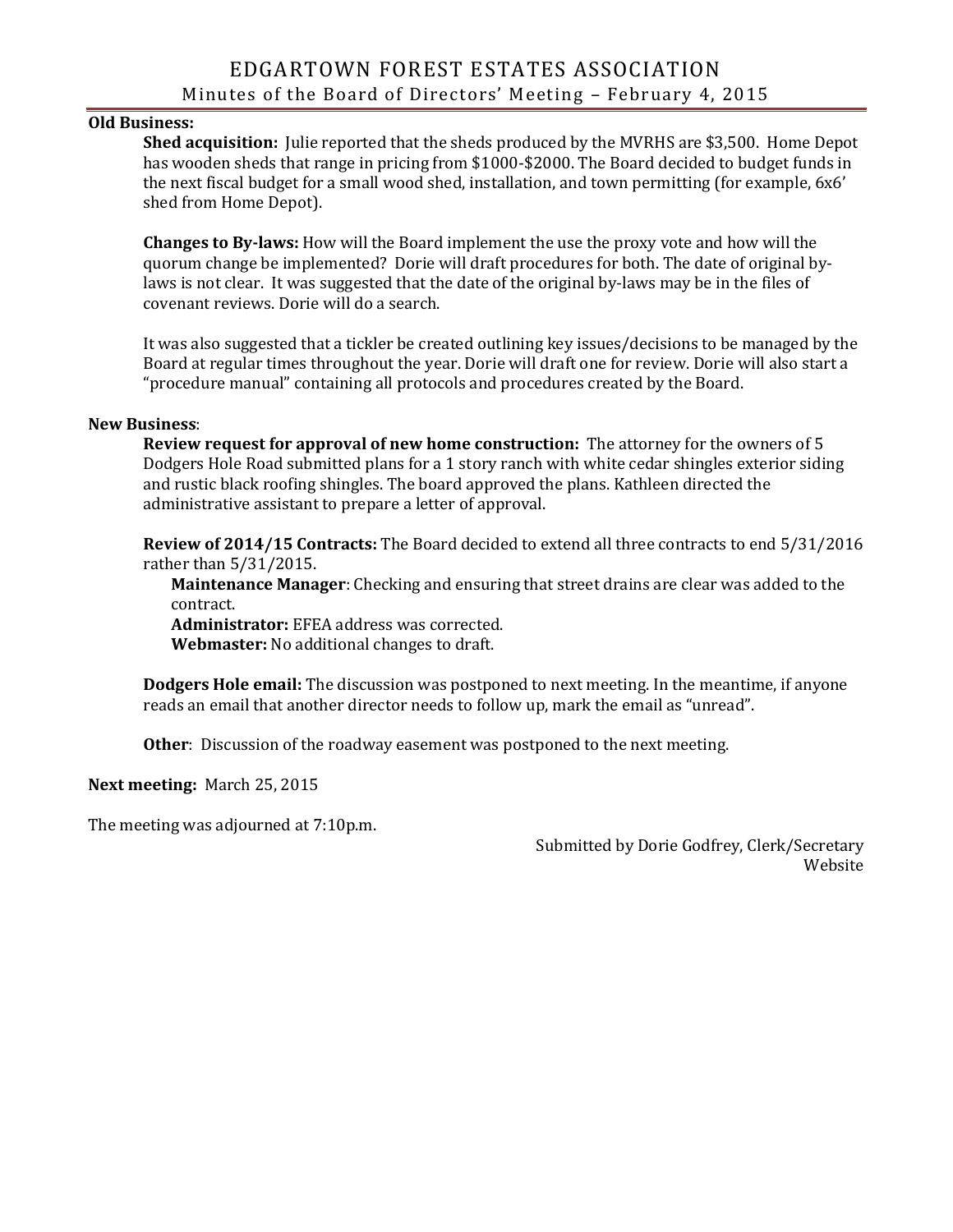**Old Business:**

**Shed acquisition:** Julie reported that the sheds produced by the MVRHS are $3,500. Home Depot has wooden sheds that range in pricing from $1000-$2000. The Board decided to budget funds in the next fiscal budget for a small wood shed, installation, and town permitting (for example, 6x6' shed from Home Depot).

**Changes to By-laws:** How will the Board implement the use the proxy vote and how will the quorum change be implemented? Dorie will draft procedures for both. The date of original by-laws is not clear. It was suggested that the date of the original by-laws may be in the files of covenant reviews. Dorie will do a search.

It was also suggested that a tickler be created outlining key issues/decisions to be managed by the Board at regular times throughout the year. Dorie will draft one for review. Dorie will also start a "procedure manual" containing all protocols and procedures created by the Board.

**New Business**:

**Review request for approval of new home construction:** The attorney for the owners of 5 Dodgers Hole Road submitted plans for a 1 story ranch with white cedar shingles exterior siding and rustic black roofing shingles. The board approved the plans. Kathleen directed the administrative assistant to prepare a letter of approval.

**Review of 2014/15 Contracts:** The Board decided to extend all three contracts to end 5/31/2016 rather than 5/31/2015.

- **Maintenance Manager**: Checking and ensuring that street drains are clear was added to the contract.
- **Administrator:** EFEA address was corrected.
- **Webmaster:** No additional changes to draft.

**Dodgers Hole email:** The discussion was postponed to next meeting. In the meantime, if anyone reads an email that another director needs to follow up, mark the email as "unread".

**Other**: Discussion of the roadway easement was postponed to the next meeting.

**Next meeting:** March 25, 2015

The meeting was adjourned at 7:10p.m.

Submitted by Dorie Godfrey, Clerk/Secretary
Website